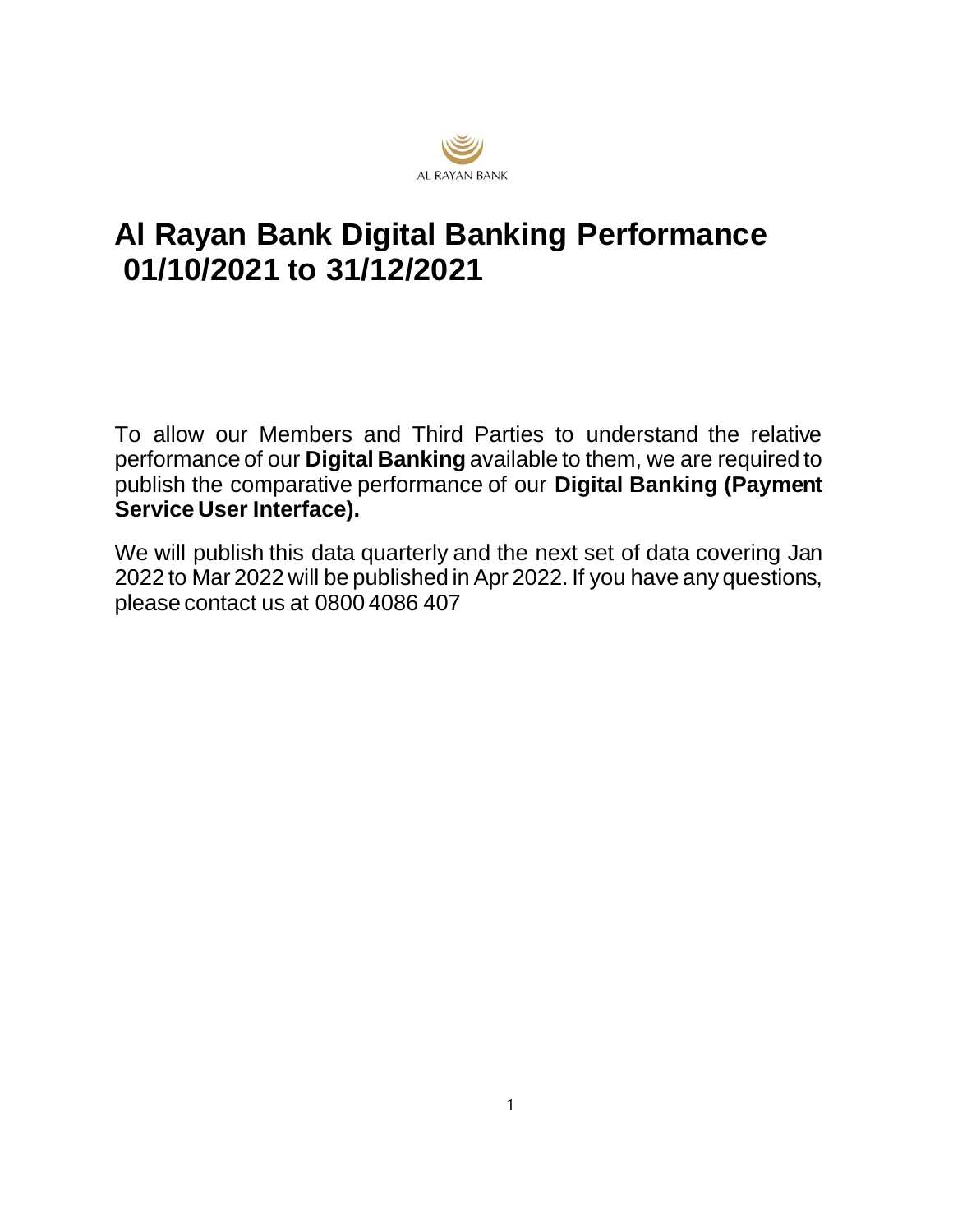AL RAYAN BANK

# Al Rayan Bank Digital Banking Performance 01/10/2021 to 31/12/2021

To allow our Members and Third Parties to understand the relative performance of our **Digital Banking** available to them, we are required to publish the comparative performance of our **Digital Banking (Payment Service User Interface).**

We will publish this data quarterly and the next set of data covering Jan 2022 to Mar 2022 will be published in Apr 2022. If you have any questions, please contact us at 0800 4086 407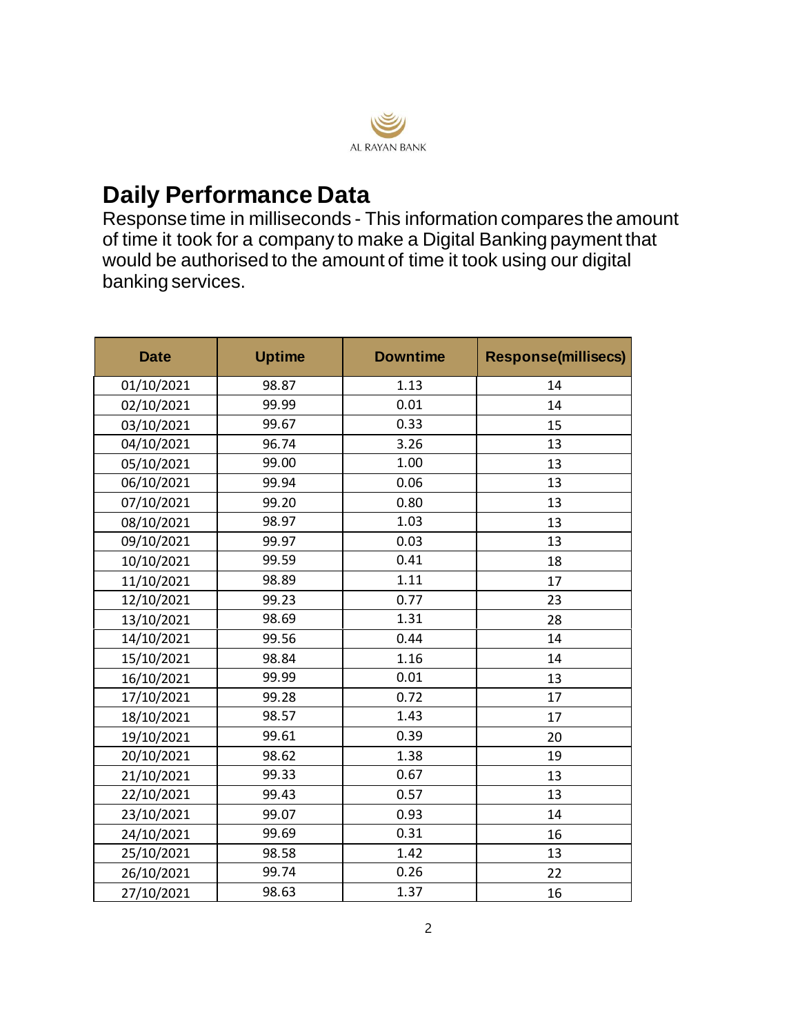AL RAYAN BANK

# Daily Performance Data

Response time in milliseconds - This information compares the amount of time it took for a company to make a Digital Banking payment that would be authorised to the amount of time it took using our digital banking services.

| Date | Uptime | Downtime | Response(millisecs) |
|---|---|---|---|
| 01/10/2021 | 98.87 | 1.13 | 14 |
| 02/10/2021 | 99.99 | 0.01 | 14 |
| 03/10/2021 | 99.67 | 0.33 | 15 |
| 04/10/2021 | 96.74 | 3.26 | 13 |
| 05/10/2021 | 99.00 | 1.00 | 13 |
| 06/10/2021 | 99.94 | 0.06 | 13 |
| 07/10/2021 | 99.20 | 0.80 | 13 |
| 08/10/2021 | 98.97 | 1.03 | 13 |
| 09/10/2021 | 99.97 | 0.03 | 13 |
| 10/10/2021 | 99.59 | 0.41 | 18 |
| 11/10/2021 | 98.89 | 1.11 | 17 |
| 12/10/2021 | 99.23 | 0.77 | 23 |
| 13/10/2021 | 98.69 | 1.31 | 28 |
| 14/10/2021 | 99.56 | 0.44 | 14 |
| 15/10/2021 | 98.84 | 1.16 | 14 |
| 16/10/2021 | 99.99 | 0.01 | 13 |
| 17/10/2021 | 99.28 | 0.72 | 17 |
| 18/10/2021 | 98.57 | 1.43 | 17 |
| 19/10/2021 | 99.61 | 0.39 | 20 |
| 20/10/2021 | 98.62 | 1.38 | 19 |
| 21/10/2021 | 99.33 | 0.67 | 13 |
| 22/10/2021 | 99.43 | 0.57 | 13 |
| 23/10/2021 | 99.07 | 0.93 | 14 |
| 24/10/2021 | 99.69 | 0.31 | 16 |
| 25/10/2021 | 98.58 | 1.42 | 13 |
| 26/10/2021 | 99.74 | 0.26 | 22 |
| 27/10/2021 | 98.63 | 1.37 | 16 |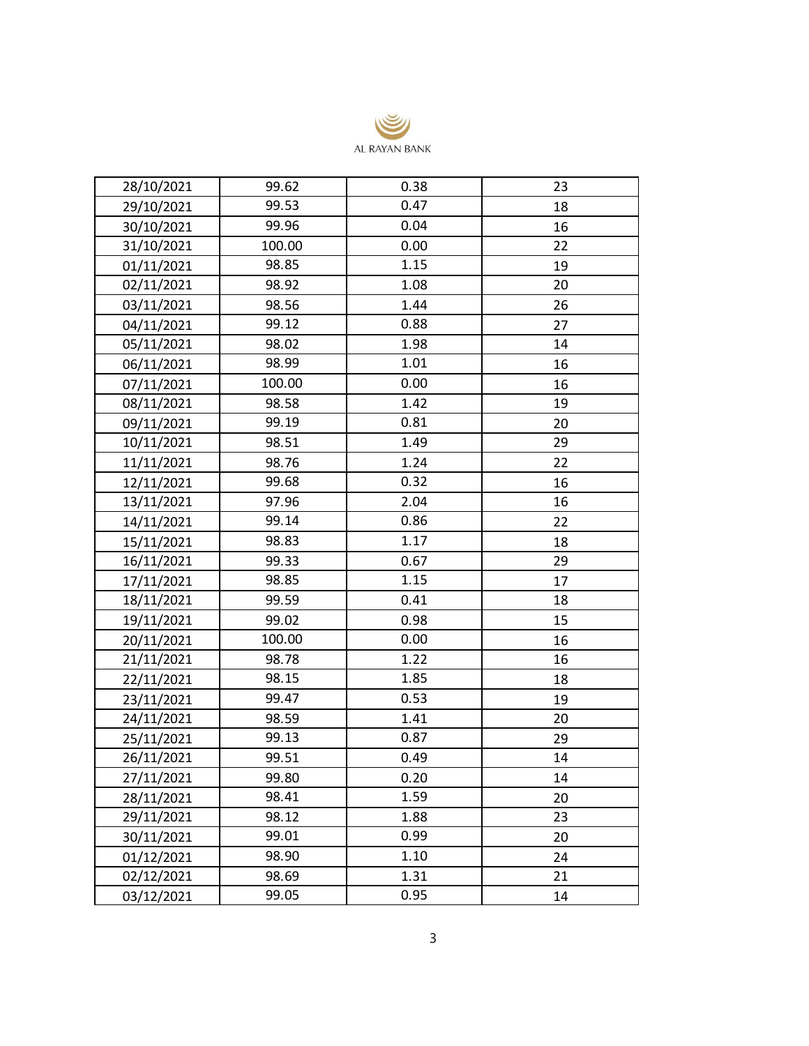| | | | |
|---|---|---|---|
| 28/10/2021 | 99.62 | 0.38 | 23 |
| 29/10/2021 | 99.53 | 0.47 | 18 |
| 30/10/2021 | 99.96 | 0.04 | 16 |
| 31/10/2021 | 100.00 | 0.00 | 22 |
| 01/11/2021 | 98.85 | 1.15 | 19 |
| 02/11/2021 | 98.92 | 1.08 | 20 |
| 03/11/2021 | 98.56 | 1.44 | 26 |
| 04/11/2021 | 99.12 | 0.88 | 27 |
| 05/11/2021 | 98.02 | 1.98 | 14 |
| 06/11/2021 | 98.99 | 1.01 | 16 |
| 07/11/2021 | 100.00 | 0.00 | 16 |
| 08/11/2021 | 98.58 | 1.42 | 19 |
| 09/11/2021 | 99.19 | 0.81 | 20 |
| 10/11/2021 | 98.51 | 1.49 | 29 |
| 11/11/2021 | 98.76 | 1.24 | 22 |
| 12/11/2021 | 99.68 | 0.32 | 16 |
| 13/11/2021 | 97.96 | 2.04 | 16 |
| 14/11/2021 | 99.14 | 0.86 | 22 |
| 15/11/2021 | 98.83 | 1.17 | 18 |
| 16/11/2021 | 99.33 | 0.67 | 29 |
| 17/11/2021 | 98.85 | 1.15 | 17 |
| 18/11/2021 | 99.59 | 0.41 | 18 |
| 19/11/2021 | 99.02 | 0.98 | 15 |
| 20/11/2021 | 100.00 | 0.00 | 16 |
| 21/11/2021 | 98.78 | 1.22 | 16 |
| 22/11/2021 | 98.15 | 1.85 | 18 |
| 23/11/2021 | 99.47 | 0.53 | 19 |
| 24/11/2021 | 98.59 | 1.41 | 20 |
| 25/11/2021 | 99.13 | 0.87 | 29 |
| 26/11/2021 | 99.51 | 0.49 | 14 |
| 27/11/2021 | 99.80 | 0.20 | 14 |
| 28/11/2021 | 98.41 | 1.59 | 20 |
| 29/11/2021 | 98.12 | 1.88 | 23 |
| 30/11/2021 | 99.01 | 0.99 | 20 |
| 01/12/2021 | 98.90 | 1.10 | 24 |
| 02/12/2021 | 98.69 | 1.31 | 21 |
| 03/12/2021 | 99.05 | 0.95 | 14 |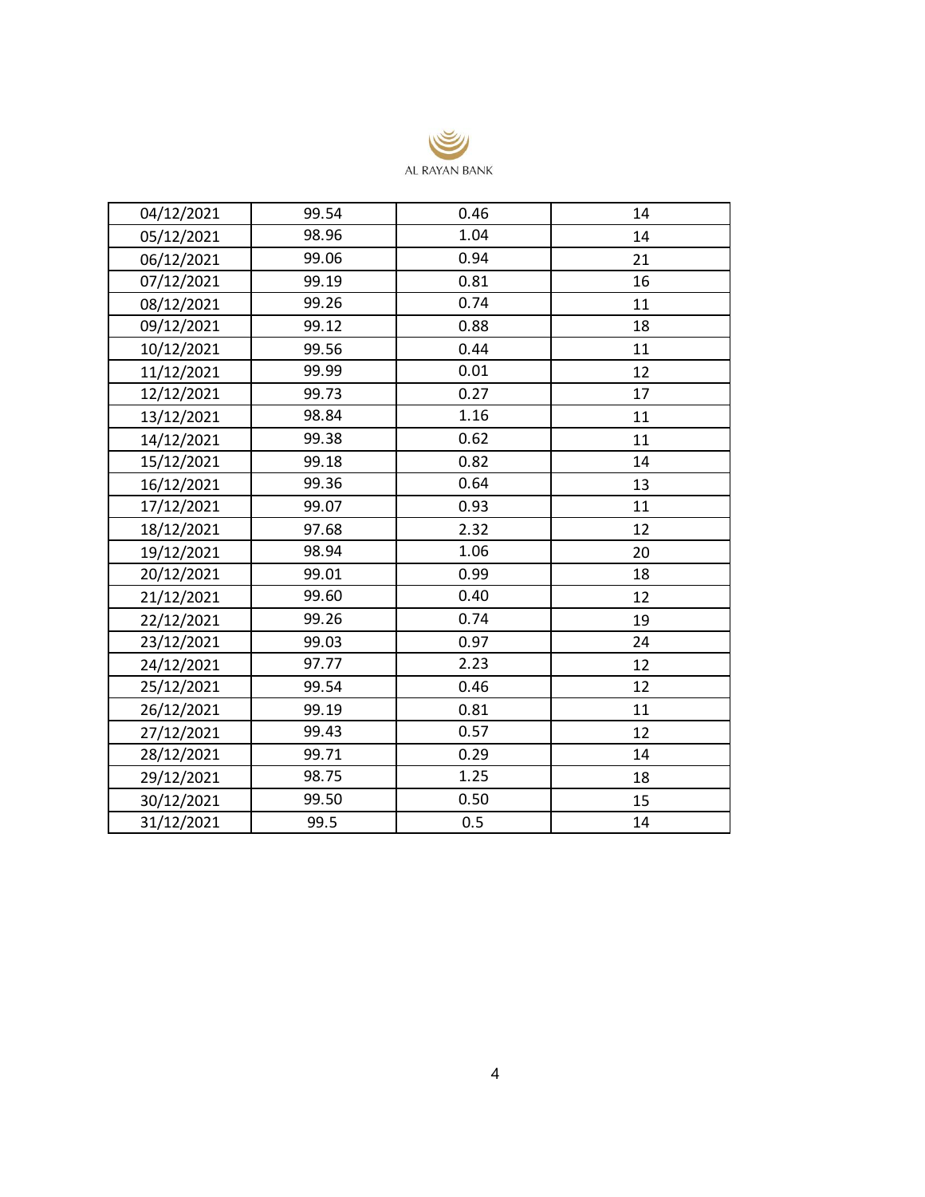| | | | |
|---|---|---|---|
| 04/12/2021 | 99.54 | 0.46 | 14 |
| 05/12/2021 | 98.96 | 1.04 | 14 |
| 06/12/2021 | 99.06 | 0.94 | 21 |
| 07/12/2021 | 99.19 | 0.81 | 16 |
| 08/12/2021 | 99.26 | 0.74 | 11 |
| 09/12/2021 | 99.12 | 0.88 | 18 |
| 10/12/2021 | 99.56 | 0.44 | 11 |
| 11/12/2021 | 99.99 | 0.01 | 12 |
| 12/12/2021 | 99.73 | 0.27 | 17 |
| 13/12/2021 | 98.84 | 1.16 | 11 |
| 14/12/2021 | 99.38 | 0.62 | 11 |
| 15/12/2021 | 99.18 | 0.82 | 14 |
| 16/12/2021 | 99.36 | 0.64 | 13 |
| 17/12/2021 | 99.07 | 0.93 | 11 |
| 18/12/2021 | 97.68 | 2.32 | 12 |
| 19/12/2021 | 98.94 | 1.06 | 20 |
| 20/12/2021 | 99.01 | 0.99 | 18 |
| 21/12/2021 | 99.60 | 0.40 | 12 |
| 22/12/2021 | 99.26 | 0.74 | 19 |
| 23/12/2021 | 99.03 | 0.97 | 24 |
| 24/12/2021 | 97.77 | 2.23 | 12 |
| 25/12/2021 | 99.54 | 0.46 | 12 |
| 26/12/2021 | 99.19 | 0.81 | 11 |
| 27/12/2021 | 99.43 | 0.57 | 12 |
| 28/12/2021 | 99.71 | 0.29 | 14 |
| 29/12/2021 | 98.75 | 1.25 | 18 |
| 30/12/2021 | 99.50 | 0.50 | 15 |
| 31/12/2021 | 99.5 | 0.5 | 14 |